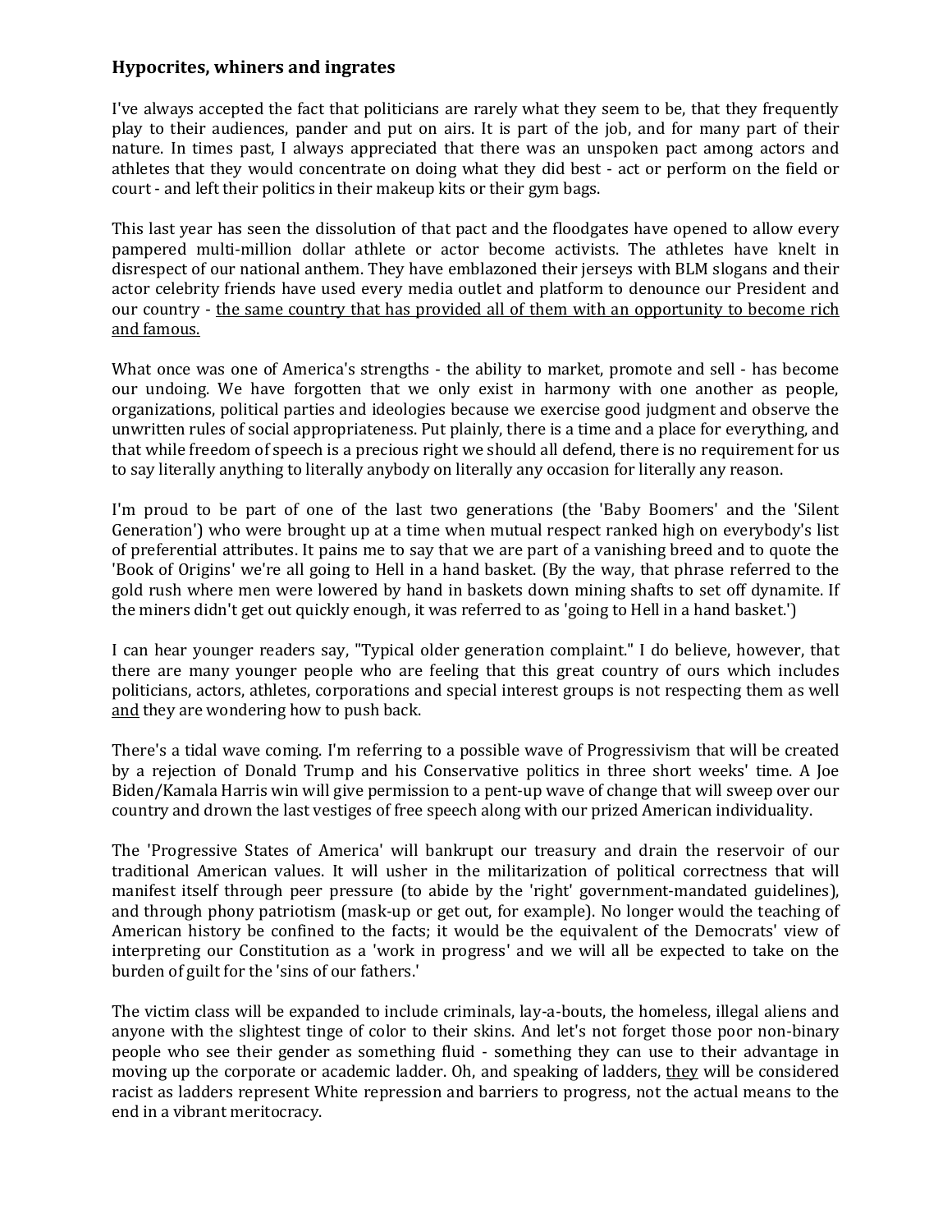## Hypocrites, whiners and ingrates

I've always accepted the fact that politicians are rarely what they seem to be, that they frequently play to their audiences, pander and put on airs. It is part of the job, and for many part of their nature. In times past, I always appreciated that there was an unspoken pact among actors and athletes that they would concentrate on doing what they did best - act or perform on the field or court - and left their politics in their makeup kits or their gym bags.

This last year has seen the dissolution of that pact and the floodgates have opened to allow every pampered multi-million dollar athlete or actor become activists. The athletes have knelt in disrespect of our national anthem. They have emblazoned their jerseys with BLM slogans and their actor celebrity friends have used every media outlet and platform to denounce our President and our country - <u>the same country that has provided all of them with an opportunity to become rich and famous.</u>

What once was one of America's strengths - the ability to market, promote and sell - has become our undoing. We have forgotten that we only exist in harmony with one another as people, organizations, political parties and ideologies because we exercise good judgment and observe the unwritten rules of social appropriateness. Put plainly, there is a time and a place for everything, and that while freedom of speech is a precious right we should all defend, there is no requirement for us to say literally anything to literally anybody on literally any occasion for literally any reason.

I'm proud to be part of one of the last two generations (the 'Baby Boomers' and the 'Silent Generation') who were brought up at a time when mutual respect ranked high on everybody's list of preferential attributes. It pains me to say that we are part of a vanishing breed and to quote the 'Book of Origins' we're all going to Hell in a hand basket. (By the way, that phrase referred to the gold rush where men were lowered by hand in baskets down mining shafts to set off dynamite. If the miners didn't get out quickly enough, it was referred to as 'going to Hell in a hand basket.')

I can hear younger readers say, "Typical older generation complaint." I do believe, however, that there are many younger people who are feeling that this great country of ours which includes politicians, actors, athletes, corporations and special interest groups is not respecting them as well <u>and</u> they are wondering how to push back.

There's a tidal wave coming. I'm referring to a possible wave of Progressivism that will be created by a rejection of Donald Trump and his Conservative politics in three short weeks' time. A Joe Biden/Kamala Harris win will give permission to a pent-up wave of change that will sweep over our country and drown the last vestiges of free speech along with our prized American individuality.

The 'Progressive States of America' will bankrupt our treasury and drain the reservoir of our traditional American values. It will usher in the militarization of political correctness that will manifest itself through peer pressure (to abide by the 'right' government-mandated guidelines), and through phony patriotism (mask-up or get out, for example). No longer would the teaching of American history be confined to the facts; it would be the equivalent of the Democrats' view of interpreting our Constitution as a 'work in progress' and we will all be expected to take on the burden of guilt for the 'sins of our fathers.'

The victim class will be expanded to include criminals, lay-a-bouts, the homeless, illegal aliens and anyone with the slightest tinge of color to their skins. And let's not forget those poor non-binary people who see their gender as something fluid - something they can use to their advantage in moving up the corporate or academic ladder. Oh, and speaking of ladders, <u>they</u> will be considered racist as ladders represent White repression and barriers to progress, not the actual means to the end in a vibrant meritocracy.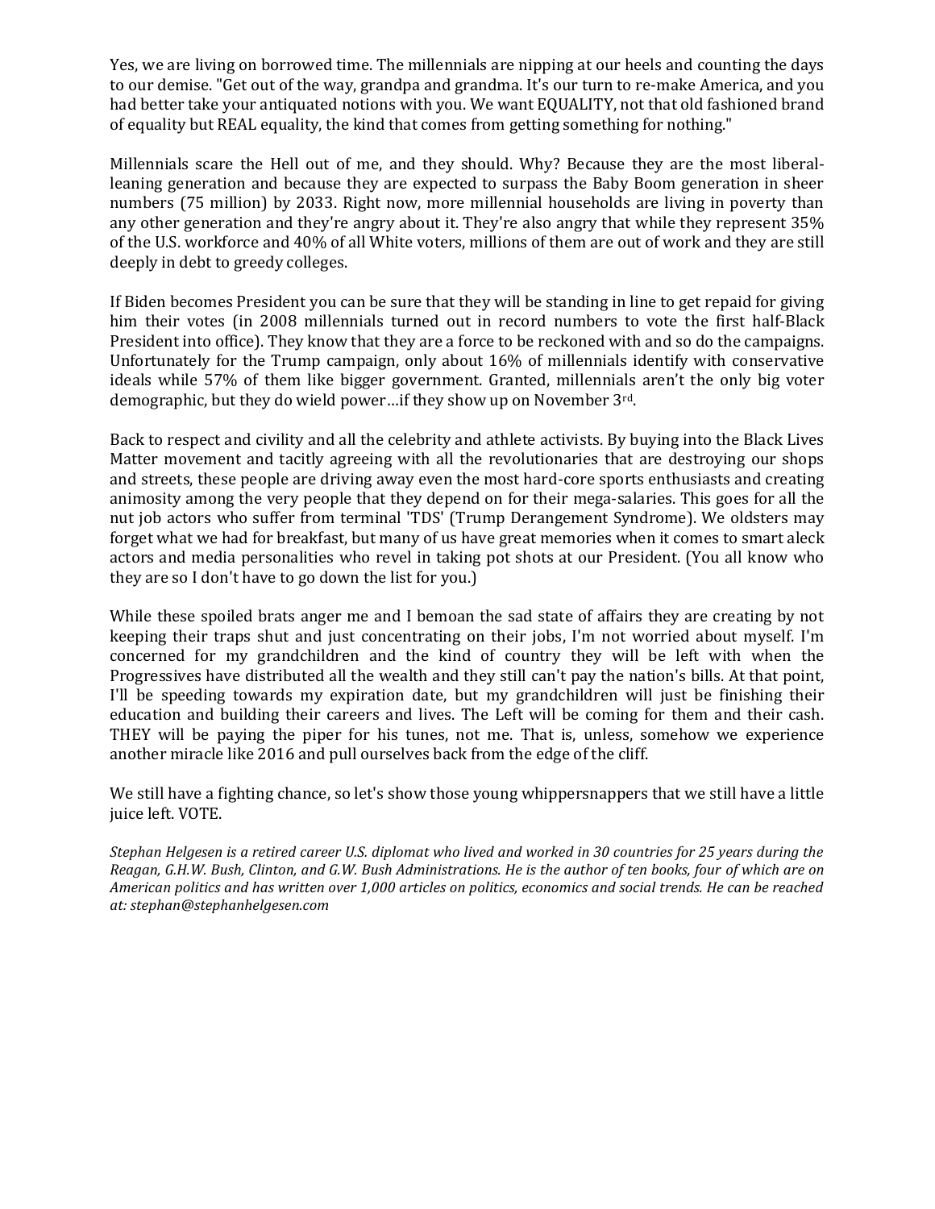Yes, we are living on borrowed time. The millennials are nipping at our heels and counting the days to our demise. "Get out of the way, grandpa and grandma. It's our turn to re-make America, and you had better take your antiquated notions with you. We want EQUALITY, not that old fashioned brand of equality but REAL equality, the kind that comes from getting something for nothing."

Millennials scare the Hell out of me, and they should. Why? Because they are the most liberal-leaning generation and because they are expected to surpass the Baby Boom generation in sheer numbers (75 million) by 2033. Right now, more millennial households are living in poverty than any other generation and they're angry about it. They're also angry that while they represent 35% of the U.S. workforce and 40% of all White voters, millions of them are out of work and they are still deeply in debt to greedy colleges.

If Biden becomes President you can be sure that they will be standing in line to get repaid for giving him their votes (in 2008 millennials turned out in record numbers to vote the first half-Black President into office). They know that they are a force to be reckoned with and so do the campaigns. Unfortunately for the Trump campaign, only about 16% of millennials identify with conservative ideals while 57% of them like bigger government. Granted, millennials aren't the only big voter demographic, but they do wield power…if they show up on November 3rd.

Back to respect and civility and all the celebrity and athlete activists. By buying into the Black Lives Matter movement and tacitly agreeing with all the revolutionaries that are destroying our shops and streets, these people are driving away even the most hard-core sports enthusiasts and creating animosity among the very people that they depend on for their mega-salaries. This goes for all the nut job actors who suffer from terminal 'TDS' (Trump Derangement Syndrome). We oldsters may forget what we had for breakfast, but many of us have great memories when it comes to smart aleck actors and media personalities who revel in taking pot shots at our President. (You all know who they are so I don't have to go down the list for you.)

While these spoiled brats anger me and I bemoan the sad state of affairs they are creating by not keeping their traps shut and just concentrating on their jobs, I'm not worried about myself. I'm concerned for my grandchildren and the kind of country they will be left with when the Progressives have distributed all the wealth and they still can't pay the nation's bills. At that point, I'll be speeding towards my expiration date, but my grandchildren will just be finishing their education and building their careers and lives. The Left will be coming for them and their cash. THEY will be paying the piper for his tunes, not me. That is, unless, somehow we experience another miracle like 2016 and pull ourselves back from the edge of the cliff.

We still have a fighting chance, so let's show those young whippersnappers that we still have a little juice left. VOTE.

*Stephan Helgesen is a retired career U.S. diplomat who lived and worked in 30 countries for 25 years during the Reagan, G.H.W. Bush, Clinton, and G.W. Bush Administrations. He is the author of ten books, four of which are on American politics and has written over 1,000 articles on politics, economics and social trends. He can be reached at: stephan@stephanhelgesen.com*